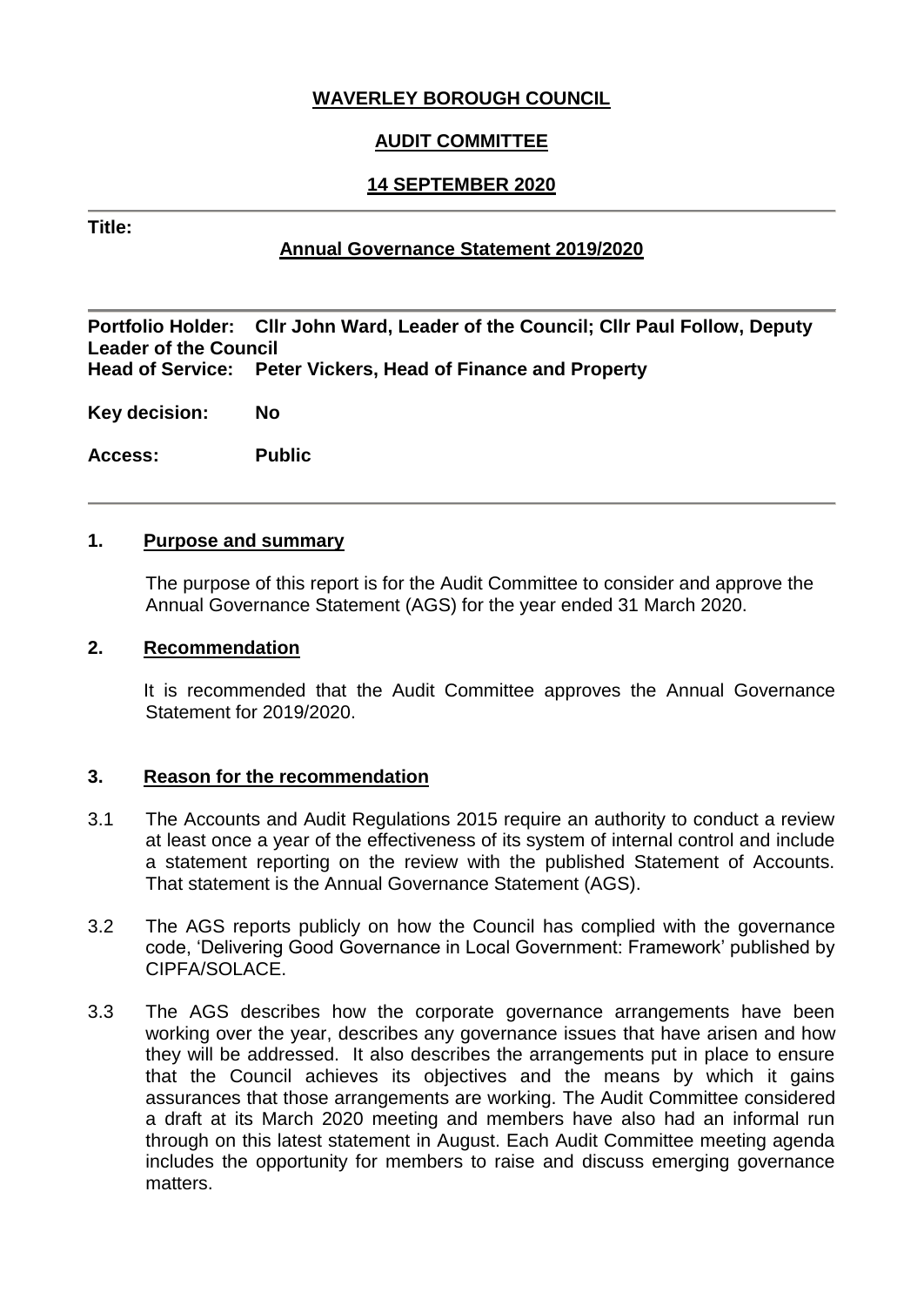**WAVERLEY BOROUGH COUNCIL**

**AUDIT COMMITTEE**

**14 SEPTEMBER 2020**

---

**Title:**

**Annual Governance Statement 2019/2020**

---

**Portfolio Holder:** **Cllr John Ward, Leader of the Council; Cllr Paul Follow, Deputy Leader of the Council**
**Head of Service:** **Peter Vickers, Head of Finance and Property**

**Key decision:** **No**

**Access:** **Public**

---

## 1. Purpose and summary

The purpose of this report is for the Audit Committee to consider and approve the Annual Governance Statement (AGS) for the year ended 31 March 2020.

## 2. Recommendation

It is recommended that the Audit Committee approves the Annual Governance Statement for 2019/2020.

## 3. Reason for the recommendation

3.1 The Accounts and Audit Regulations 2015 require an authority to conduct a review at least once a year of the effectiveness of its system of internal control and include a statement reporting on the review with the published Statement of Accounts. That statement is the Annual Governance Statement (AGS).

3.2 The AGS reports publicly on how the Council has complied with the governance code, 'Delivering Good Governance in Local Government: Framework' published by CIPFA/SOLACE.

3.3 The AGS describes how the corporate governance arrangements have been working over the year, describes any governance issues that have arisen and how they will be addressed. It also describes the arrangements put in place to ensure that the Council achieves its objectives and the means by which it gains assurances that those arrangements are working. The Audit Committee considered a draft at its March 2020 meeting and members have also had an informal run through on this latest statement in August. Each Audit Committee meeting agenda includes the opportunity for members to raise and discuss emerging governance matters.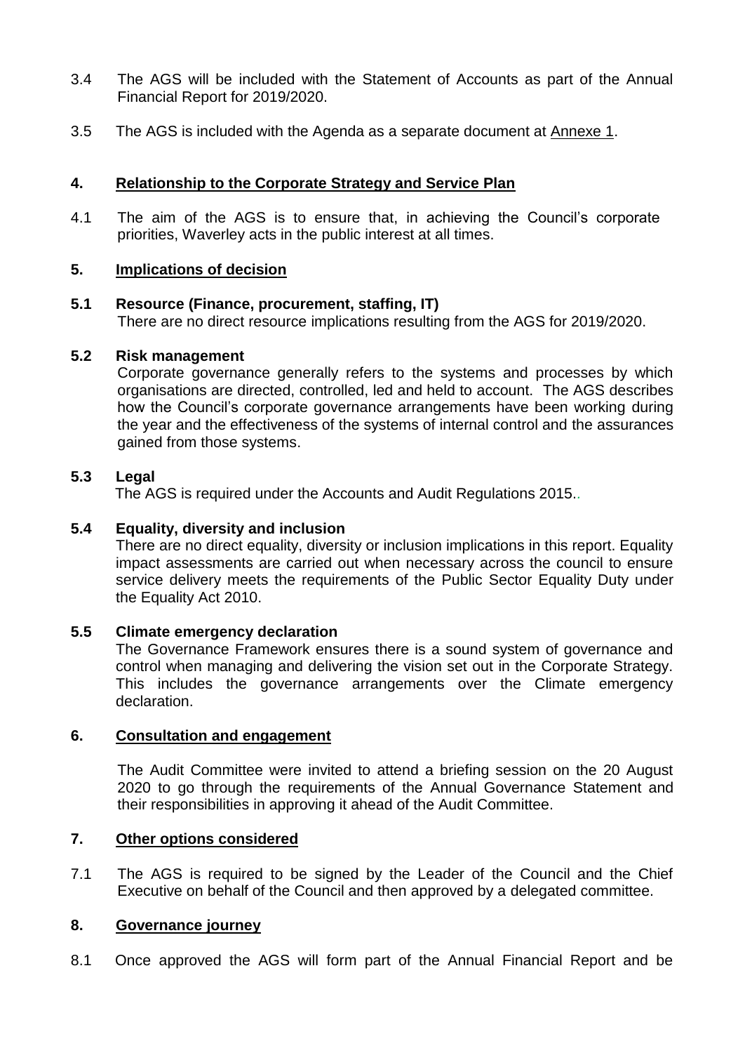3.4 The AGS will be included with the Statement of Accounts as part of the Annual Financial Report for 2019/2020.

3.5 The AGS is included with the Agenda as a separate document at Annexe 1.

## 4. Relationship to the Corporate Strategy and Service Plan

4.1 The aim of the AGS is to ensure that, in achieving the Council's corporate priorities, Waverley acts in the public interest at all times.

## 5. Implications of decision

### 5.1 Resource (Finance, procurement, staffing, IT)

There are no direct resource implications resulting from the AGS for 2019/2020.

### 5.2 Risk management

Corporate governance generally refers to the systems and processes by which organisations are directed, controlled, led and held to account. The AGS describes how the Council's corporate governance arrangements have been working during the year and the effectiveness of the systems of internal control and the assurances gained from those systems.

### 5.3 Legal

The AGS is required under the Accounts and Audit Regulations 2015..

### 5.4 Equality, diversity and inclusion

There are no direct equality, diversity or inclusion implications in this report. Equality impact assessments are carried out when necessary across the council to ensure service delivery meets the requirements of the Public Sector Equality Duty under the Equality Act 2010.

### 5.5 Climate emergency declaration

The Governance Framework ensures there is a sound system of governance and control when managing and delivering the vision set out in the Corporate Strategy. This includes the governance arrangements over the Climate emergency declaration.

## 6. Consultation and engagement

The Audit Committee were invited to attend a briefing session on the 20 August 2020 to go through the requirements of the Annual Governance Statement and their responsibilities in approving it ahead of the Audit Committee.

## 7. Other options considered

7.1 The AGS is required to be signed by the Leader of the Council and the Chief Executive on behalf of the Council and then approved by a delegated committee.

## 8. Governance journey

8.1 Once approved the AGS will form part of the Annual Financial Report and be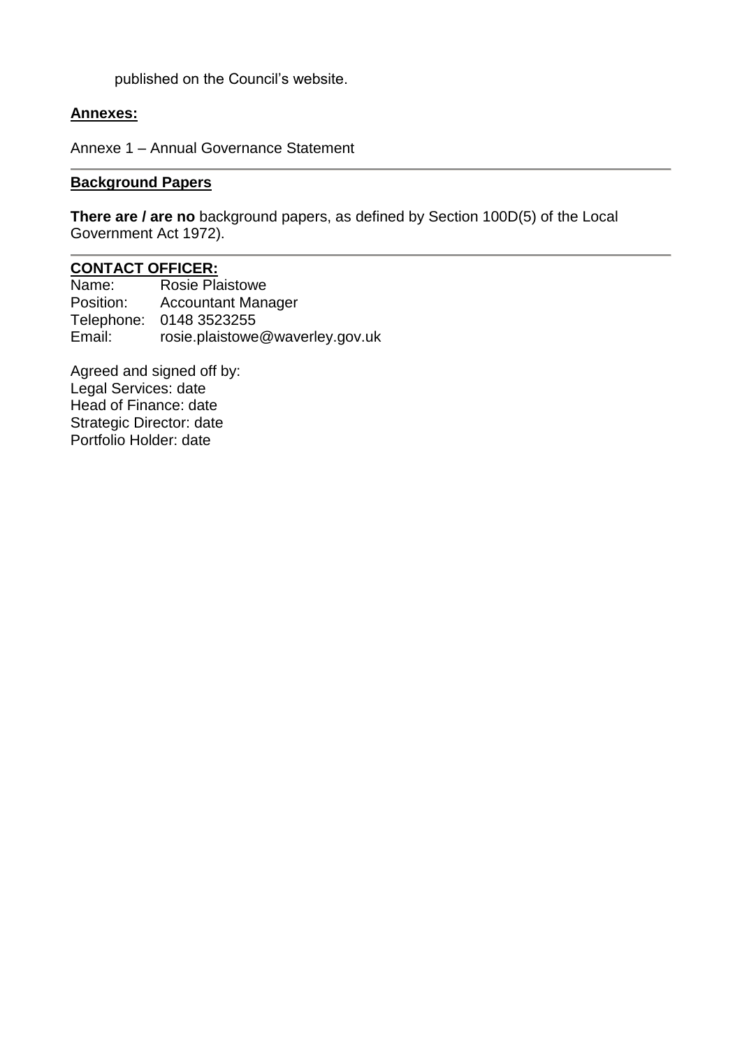published on the Council's website.

**Annexes:**

Annexe 1 – Annual Governance Statement

---

**Background Papers**

**There are / are no** background papers, as defined by Section 100D(5) of the Local Government Act 1972).

---

**CONTACT OFFICER:**

Name: Rosie Plaistowe
Position: Accountant Manager
Telephone: 0148 3523255
Email: rosie.plaistowe@waverley.gov.uk

Agreed and signed off by:
Legal Services: date
Head of Finance: date
Strategic Director: date
Portfolio Holder: date